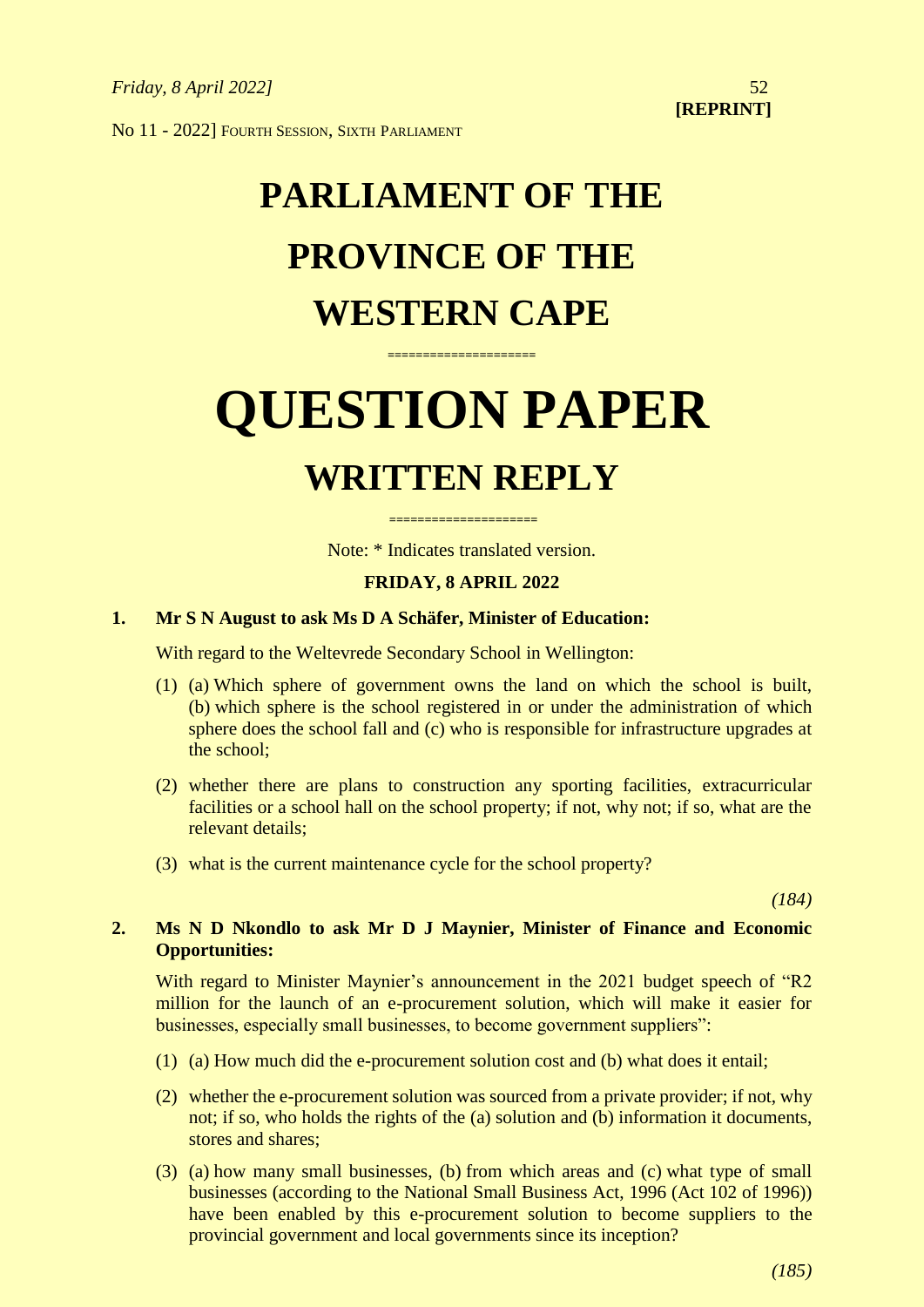*Friday, 8 April 2022]*

**[REPRINT]**

No 11 - 2022] FOURTH SESSION, SIXTH PARLIAMENT

# PARLIAMENT OF THE PROVINCE OF THE WESTERN CAPE

====================

# QUESTION PAPER

## WRITTEN REPLY

====================

Note: * Indicates translated version.

**FRIDAY, 8 APRIL 2022**

**1. Mr S N August to ask Ms D A Schäfer, Minister of Education:**

With regard to the Weltevrede Secondary School in Wellington:

(1) (a) Which sphere of government owns the land on which the school is built, (b) which sphere is the school registered in or under the administration of which sphere does the school fall and (c) who is responsible for infrastructure upgrades at the school;

(2) whether there are plans to construction any sporting facilities, extracurricular facilities or a school hall on the school property; if not, why not; if so, what are the relevant details;

(3) what is the current maintenance cycle for the school property?

*(184)*

**2. Ms N D Nkondlo to ask Mr D J Maynier, Minister of Finance and Economic Opportunities:**

With regard to Minister Maynier's announcement in the 2021 budget speech of "R2 million for the launch of an e-procurement solution, which will make it easier for businesses, especially small businesses, to become government suppliers":

(1) (a) How much did the e-procurement solution cost and (b) what does it entail;

(2) whether the e-procurement solution was sourced from a private provider; if not, why not; if so, who holds the rights of the (a) solution and (b) information it documents, stores and shares;

(3) (a) how many small businesses, (b) from which areas and (c) what type of small businesses (according to the National Small Business Act, 1996 (Act 102 of 1996)) have been enabled by this e-procurement solution to become suppliers to the provincial government and local governments since its inception?

*(185)*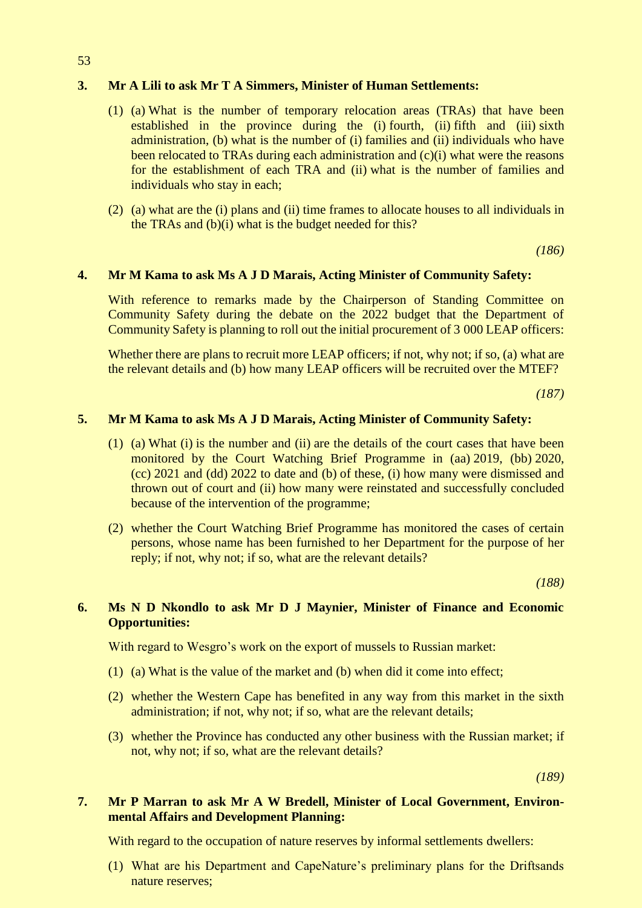**3. Mr A Lili to ask Mr T A Simmers, Minister of Human Settlements:**

(1) (a) What is the number of temporary relocation areas (TRAs) that have been established in the province during the (i) fourth, (ii) fifth and (iii) sixth administration, (b) what is the number of (i) families and (ii) individuals who have been relocated to TRAs during each administration and (c)(i) what were the reasons for the establishment of each TRA and (ii) what is the number of families and individuals who stay in each;

(2) (a) what are the (i) plans and (ii) time frames to allocate houses to all individuals in the TRAs and (b)(i) what is the budget needed for this?

*(186)*

**4. Mr M Kama to ask Ms A J D Marais, Acting Minister of Community Safety:**

With reference to remarks made by the Chairperson of Standing Committee on Community Safety during the debate on the 2022 budget that the Department of Community Safety is planning to roll out the initial procurement of 3 000 LEAP officers:

Whether there are plans to recruit more LEAP officers; if not, why not; if so, (a) what are the relevant details and (b) how many LEAP officers will be recruited over the MTEF?

*(187)*

**5. Mr M Kama to ask Ms A J D Marais, Acting Minister of Community Safety:**

(1) (a) What (i) is the number and (ii) are the details of the court cases that have been monitored by the Court Watching Brief Programme in (aa) 2019, (bb) 2020, (cc) 2021 and (dd) 2022 to date and (b) of these, (i) how many were dismissed and thrown out of court and (ii) how many were reinstated and successfully concluded because of the intervention of the programme;

(2) whether the Court Watching Brief Programme has monitored the cases of certain persons, whose name has been furnished to her Department for the purpose of her reply; if not, why not; if so, what are the relevant details?

*(188)*

**6. Ms N D Nkondlo to ask Mr D J Maynier, Minister of Finance and Economic Opportunities:**

With regard to Wesgro's work on the export of mussels to Russian market:

(1) (a) What is the value of the market and (b) when did it come into effect;

(2) whether the Western Cape has benefited in any way from this market in the sixth administration; if not, why not; if so, what are the relevant details;

(3) whether the Province has conducted any other business with the Russian market; if not, why not; if so, what are the relevant details?

*(189)*

**7. Mr P Marran to ask Mr A W Bredell, Minister of Local Government, Environmental Affairs and Development Planning:**

With regard to the occupation of nature reserves by informal settlements dwellers:

(1) What are his Department and CapeNature's preliminary plans for the Driftsands nature reserves;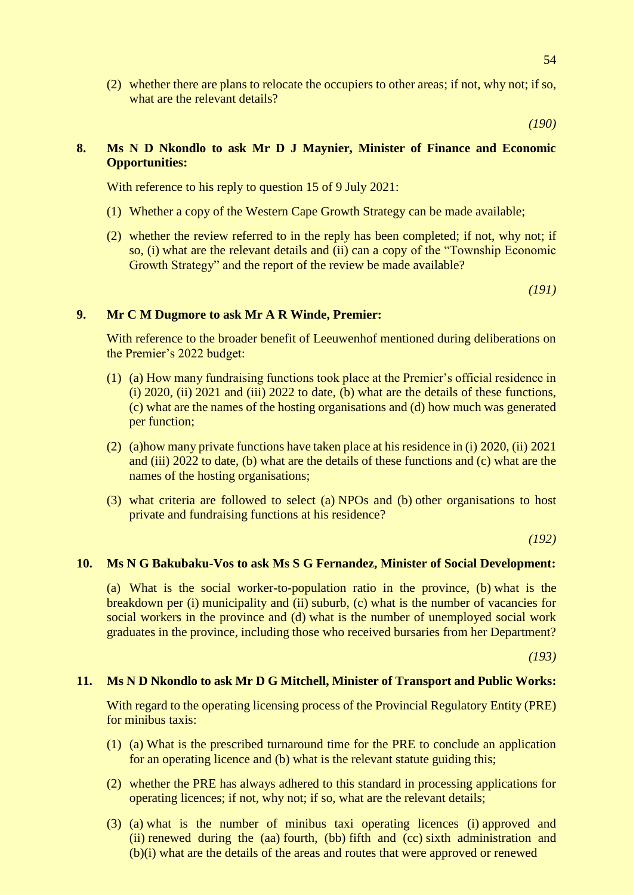(2) whether there are plans to relocate the occupiers to other areas; if not, why not; if so, what are the relevant details?

*(190)*

**8. Ms N D Nkondlo to ask Mr D J Maynier, Minister of Finance and Economic Opportunities:**

With reference to his reply to question 15 of 9 July 2021:

(1) Whether a copy of the Western Cape Growth Strategy can be made available;

(2) whether the review referred to in the reply has been completed; if not, why not; if so, (i) what are the relevant details and (ii) can a copy of the "Township Economic Growth Strategy" and the report of the review be made available?

*(191)*

**9. Mr C M Dugmore to ask Mr A R Winde, Premier:**

With reference to the broader benefit of Leeuwenhof mentioned during deliberations on the Premier's 2022 budget:

(1) (a) How many fundraising functions took place at the Premier's official residence in (i) 2020, (ii) 2021 and (iii) 2022 to date, (b) what are the details of these functions, (c) what are the names of the hosting organisations and (d) how much was generated per function;

(2) (a)how many private functions have taken place at his residence in (i) 2020, (ii) 2021 and (iii) 2022 to date, (b) what are the details of these functions and (c) what are the names of the hosting organisations;

(3) what criteria are followed to select (a) NPOs and (b) other organisations to host private and fundraising functions at his residence?

*(192)*

**10. Ms N G Bakubaku-Vos to ask Ms S G Fernandez, Minister of Social Development:**

(a) What is the social worker-to-population ratio in the province, (b) what is the breakdown per (i) municipality and (ii) suburb, (c) what is the number of vacancies for social workers in the province and (d) what is the number of unemployed social work graduates in the province, including those who received bursaries from her Department?

*(193)*

**11. Ms N D Nkondlo to ask Mr D G Mitchell, Minister of Transport and Public Works:**

With regard to the operating licensing process of the Provincial Regulatory Entity (PRE) for minibus taxis:

(1) (a) What is the prescribed turnaround time for the PRE to conclude an application for an operating licence and (b) what is the relevant statute guiding this;

(2) whether the PRE has always adhered to this standard in processing applications for operating licences; if not, why not; if so, what are the relevant details;

(3) (a) what is the number of minibus taxi operating licences (i) approved and (ii) renewed during the (aa) fourth, (bb) fifth and (cc) sixth administration and (b)(i) what are the details of the areas and routes that were approved or renewed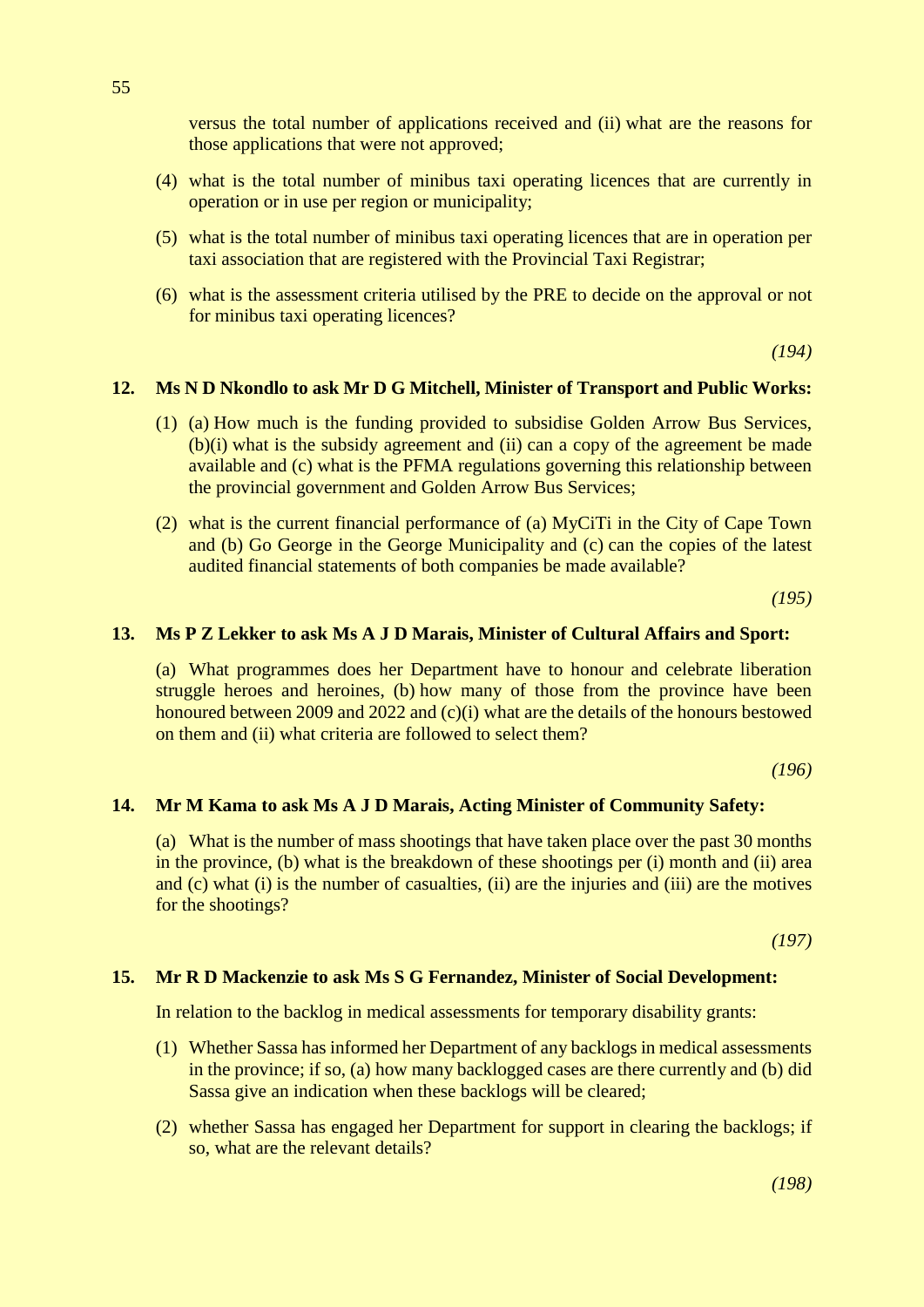versus the total number of applications received and (ii) what are the reasons for those applications that were not approved;

(4) what is the total number of minibus taxi operating licences that are currently in operation or in use per region or municipality;

(5) what is the total number of minibus taxi operating licences that are in operation per taxi association that are registered with the Provincial Taxi Registrar;

(6) what is the assessment criteria utilised by the PRE to decide on the approval or not for minibus taxi operating licences?

*(194)*

**12. Ms N D Nkondlo to ask Mr D G Mitchell, Minister of Transport and Public Works:**

(1) (a) How much is the funding provided to subsidise Golden Arrow Bus Services, (b)(i) what is the subsidy agreement and (ii) can a copy of the agreement be made available and (c) what is the PFMA regulations governing this relationship between the provincial government and Golden Arrow Bus Services;

(2) what is the current financial performance of (a) MyCiTi in the City of Cape Town and (b) Go George in the George Municipality and (c) can the copies of the latest audited financial statements of both companies be made available?

*(195)*

**13. Ms P Z Lekker to ask Ms A J D Marais, Minister of Cultural Affairs and Sport:**

(a) What programmes does her Department have to honour and celebrate liberation struggle heroes and heroines, (b) how many of those from the province have been honoured between 2009 and 2022 and (c)(i) what are the details of the honours bestowed on them and (ii) what criteria are followed to select them?

*(196)*

**14. Mr M Kama to ask Ms A J D Marais, Acting Minister of Community Safety:**

(a) What is the number of mass shootings that have taken place over the past 30 months in the province, (b) what is the breakdown of these shootings per (i) month and (ii) area and (c) what (i) is the number of casualties, (ii) are the injuries and (iii) are the motives for the shootings?

*(197)*

**15. Mr R D Mackenzie to ask Ms S G Fernandez, Minister of Social Development:**

In relation to the backlog in medical assessments for temporary disability grants:

(1) Whether Sassa has informed her Department of any backlogs in medical assessments in the province; if so, (a) how many backlogged cases are there currently and (b) did Sassa give an indication when these backlogs will be cleared;

(2) whether Sassa has engaged her Department for support in clearing the backlogs; if so, what are the relevant details?

*(198)*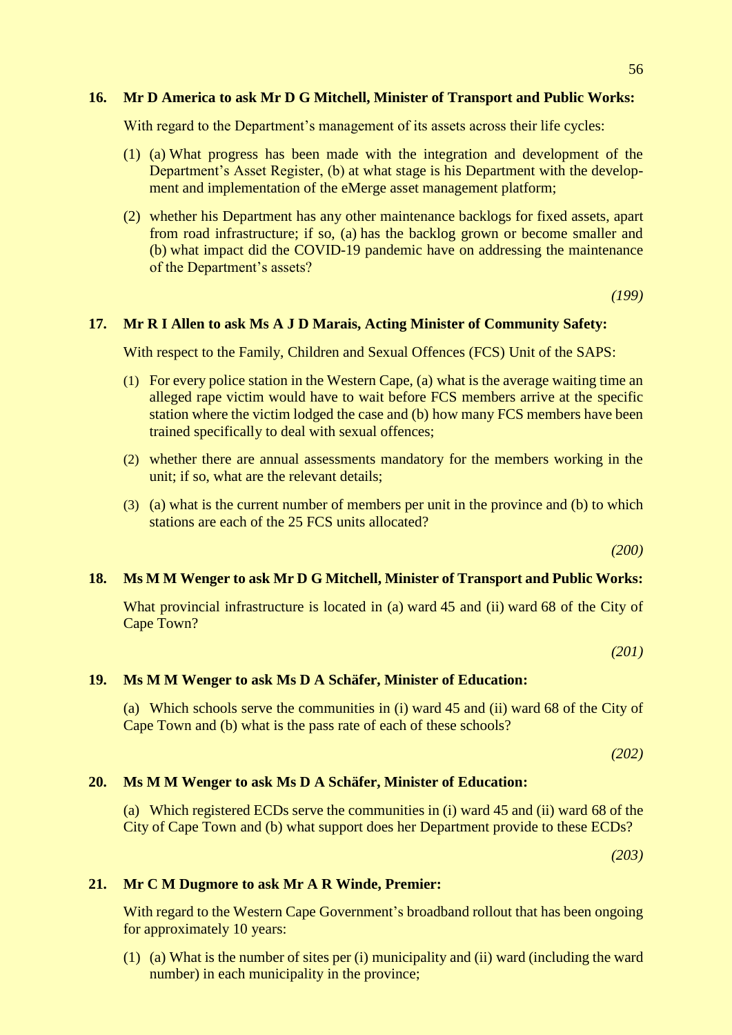**16. Mr D America to ask Mr D G Mitchell, Minister of Transport and Public Works:**

With regard to the Department's management of its assets across their life cycles:

(1) (a) What progress has been made with the integration and development of the Department's Asset Register, (b) at what stage is his Department with the development and implementation of the eMerge asset management platform;

(2) whether his Department has any other maintenance backlogs for fixed assets, apart from road infrastructure; if so, (a) has the backlog grown or become smaller and (b) what impact did the COVID-19 pandemic have on addressing the maintenance of the Department's assets?

*(199)*

**17. Mr R I Allen to ask Ms A J D Marais, Acting Minister of Community Safety:**

With respect to the Family, Children and Sexual Offences (FCS) Unit of the SAPS:

(1) For every police station in the Western Cape, (a) what is the average waiting time an alleged rape victim would have to wait before FCS members arrive at the specific station where the victim lodged the case and (b) how many FCS members have been trained specifically to deal with sexual offences;

(2) whether there are annual assessments mandatory for the members working in the unit; if so, what are the relevant details;

(3) (a) what is the current number of members per unit in the province and (b) to which stations are each of the 25 FCS units allocated?

*(200)*

**18. Ms M M Wenger to ask Mr D G Mitchell, Minister of Transport and Public Works:**

What provincial infrastructure is located in (a) ward 45 and (ii) ward 68 of the City of Cape Town?

*(201)*

**19. Ms M M Wenger to ask Ms D A Schäfer, Minister of Education:**

(a) Which schools serve the communities in (i) ward 45 and (ii) ward 68 of the City of Cape Town and (b) what is the pass rate of each of these schools?

*(202)*

**20. Ms M M Wenger to ask Ms D A Schäfer, Minister of Education:**

(a) Which registered ECDs serve the communities in (i) ward 45 and (ii) ward 68 of the City of Cape Town and (b) what support does her Department provide to these ECDs?

*(203)*

**21. Mr C M Dugmore to ask Mr A R Winde, Premier:**

With regard to the Western Cape Government's broadband rollout that has been ongoing for approximately 10 years:

(1) (a) What is the number of sites per (i) municipality and (ii) ward (including the ward number) in each municipality in the province;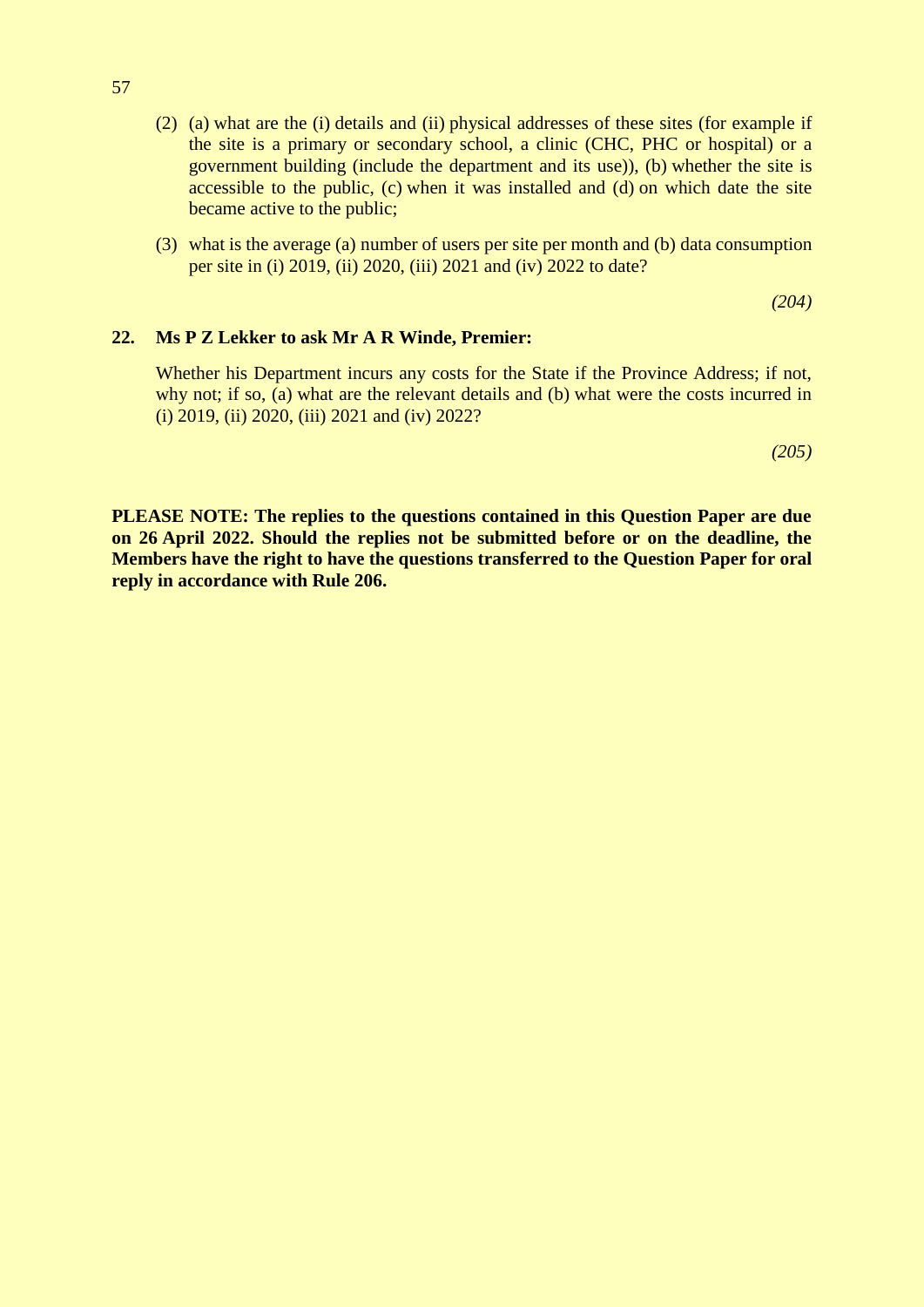(2) (a) what are the (i) details and (ii) physical addresses of these sites (for example if the site is a primary or secondary school, a clinic (CHC, PHC or hospital) or a government building (include the department and its use)), (b) whether the site is accessible to the public, (c) when it was installed and (d) on which date the site became active to the public;

(3) what is the average (a) number of users per site per month and (b) data consumption per site in (i) 2019, (ii) 2020, (iii) 2021 and (iv) 2022 to date?

*(204)*

**22. Ms P Z Lekker to ask Mr A R Winde, Premier:**

Whether his Department incurs any costs for the State if the Province Address; if not, why not; if so, (a) what are the relevant details and (b) what were the costs incurred in (i) 2019, (ii) 2020, (iii) 2021 and (iv) 2022?

*(205)*

**PLEASE NOTE: The replies to the questions contained in this Question Paper are due on 26 April 2022. Should the replies not be submitted before or on the deadline, the Members have the right to have the questions transferred to the Question Paper for oral reply in accordance with Rule 206.**